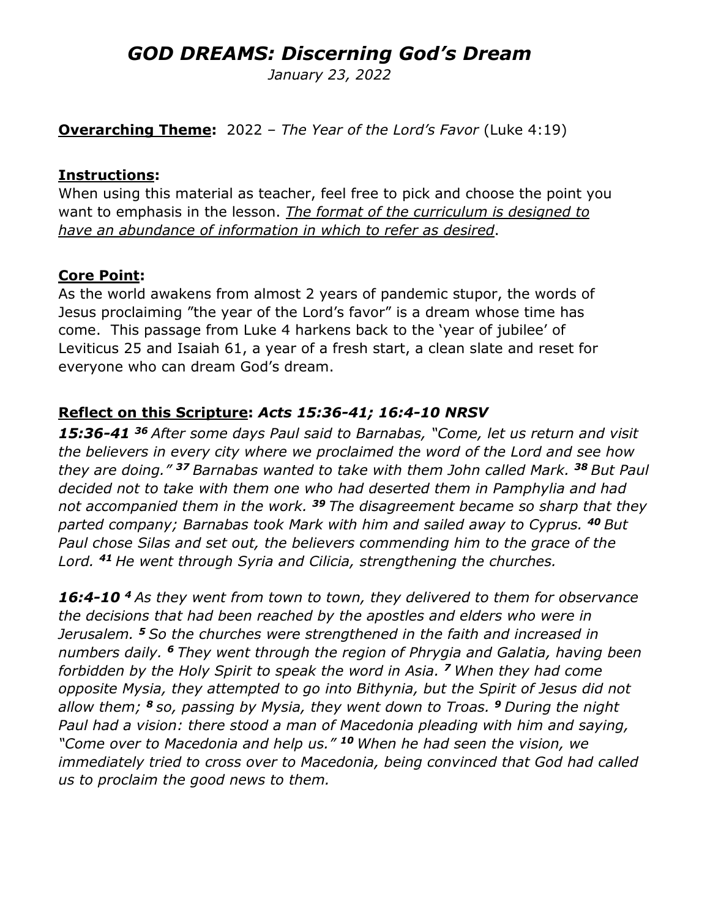# *GOD DREAMS: Discerning God's Dream*

*January 23, 2022*

**<u>Overarching Theme</u>:** 2022 – *The Year of the Lord's Favor* (Luke 4:19)

**<u>Instructions</u>:**
When using this material as teacher, feel free to pick and choose the point you want to emphasis in the lesson. *<u>The format of the curriculum is designed to have an abundance of information in which to refer as desired</u>*.

**<u>Core Point</u>:**
As the world awakens from almost 2 years of pandemic stupor, the words of Jesus proclaiming "the year of the Lord's favor" is a dream whose time has come. This passage from Luke 4 harkens back to the 'year of jubilee' of Leviticus 25 and Isaiah 61, a year of a fresh start, a clean slate and reset for everyone who can dream God's dream.

**<u>Reflect on this Scripture</u>: *Acts 15:36-41; 16:4-10 NRSV***

***15:36-41 [36]*** *After some days Paul said to Barnabas, "Come, let us return and visit the believers in every city where we proclaimed the word of the Lord and see how they are doing."* ***[37]*** *Barnabas wanted to take with them John called Mark.* ***[38]*** *But Paul decided not to take with them one who had deserted them in Pamphylia and had not accompanied them in the work.* ***[39]*** *The disagreement became so sharp that they parted company; Barnabas took Mark with him and sailed away to Cyprus.* ***[40]*** *But Paul chose Silas and set out, the believers commending him to the grace of the Lord.* ***[41]*** *He went through Syria and Cilicia, strengthening the churches.*

***16:4-10 [4]*** *As they went from town to town, they delivered to them for observance the decisions that had been reached by the apostles and elders who were in Jerusalem.* ***[5]*** *So the churches were strengthened in the faith and increased in numbers daily.* ***[6]*** *They went through the region of Phrygia and Galatia, having been forbidden by the Holy Spirit to speak the word in Asia.* ***[7]*** *When they had come opposite Mysia, they attempted to go into Bithynia, but the Spirit of Jesus did not allow them;* ***[8]*** *so, passing by Mysia, they went down to Troas.* ***[9]*** *During the night Paul had a vision: there stood a man of Macedonia pleading with him and saying, "Come over to Macedonia and help us."* ***[10]*** *When he had seen the vision, we immediately tried to cross over to Macedonia, being convinced that God had called us to proclaim the good news to them.*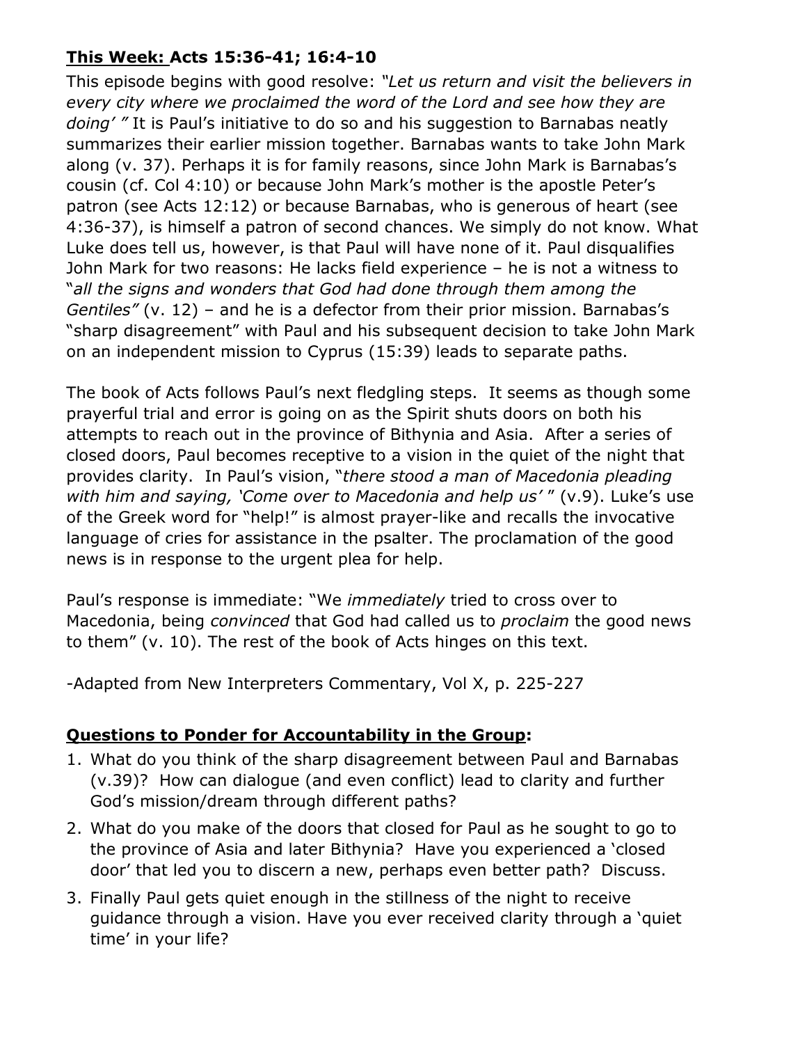**<u>This Week:</u> Acts 15:36-41; 16:4-10**

This episode begins with good resolve: *"Let us return and visit the believers in every city where we proclaimed the word of the Lord and see how they are doing' "* It is Paul's initiative to do so and his suggestion to Barnabas neatly summarizes their earlier mission together. Barnabas wants to take John Mark along (v. 37). Perhaps it is for family reasons, since John Mark is Barnabas's cousin (cf. Col 4:10) or because John Mark's mother is the apostle Peter's patron (see Acts 12:12) or because Barnabas, who is generous of heart (see 4:36-37), is himself a patron of second chances. We simply do not know. What Luke does tell us, however, is that Paul will have none of it. Paul disqualifies John Mark for two reasons: He lacks field experience – he is not a witness to "*all the signs and wonders that God had done through them among the Gentiles"* (v. 12) – and he is a defector from their prior mission. Barnabas's "sharp disagreement" with Paul and his subsequent decision to take John Mark on an independent mission to Cyprus (15:39) leads to separate paths.

The book of Acts follows Paul's next fledgling steps. It seems as though some prayerful trial and error is going on as the Spirit shuts doors on both his attempts to reach out in the province of Bithynia and Asia. After a series of closed doors, Paul becomes receptive to a vision in the quiet of the night that provides clarity. In Paul's vision, "*there stood a man of Macedonia pleading with him and saying, 'Come over to Macedonia and help us'* " (v.9). Luke's use of the Greek word for "help!" is almost prayer-like and recalls the invocative language of cries for assistance in the psalter. The proclamation of the good news is in response to the urgent plea for help.

Paul's response is immediate: "We *immediately* tried to cross over to Macedonia, being *convinced* that God had called us to *proclaim* the good news to them" (v. 10). The rest of the book of Acts hinges on this text.

-Adapted from New Interpreters Commentary, Vol X, p. 225-227

**<u>Questions to Ponder for Accountability in the Group</u>:**

1. What do you think of the sharp disagreement between Paul and Barnabas (v.39)? How can dialogue (and even conflict) lead to clarity and further God's mission/dream through different paths?
2. What do you make of the doors that closed for Paul as he sought to go to the province of Asia and later Bithynia? Have you experienced a 'closed door' that led you to discern a new, perhaps even better path? Discuss.
3. Finally Paul gets quiet enough in the stillness of the night to receive guidance through a vision. Have you ever received clarity through a 'quiet time' in your life?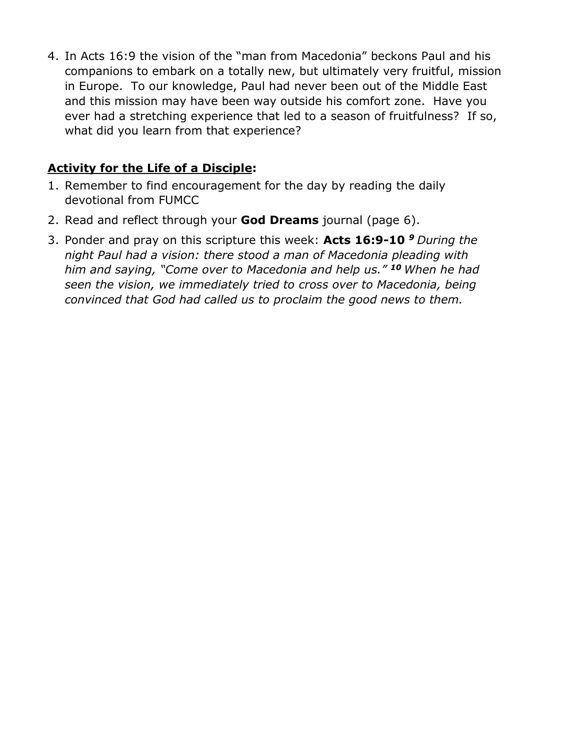4. In Acts 16:9 the vision of the "man from Macedonia" beckons Paul and his companions to embark on a totally new, but ultimately very fruitful, mission in Europe. To our knowledge, Paul had never been out of the Middle East and this mission may have been way outside his comfort zone. Have you ever had a stretching experience that led to a season of fruitfulness? If so, what did you learn from that experience?

**Activity for the Life of a Disciple:**

1. Remember to find encouragement for the day by reading the daily devotional from FUMCC
2. Read and reflect through your **God Dreams** journal (page 6).
3. Ponder and pray on this scripture this week: **Acts 16:9-10** ***9*** *During the night Paul had a vision: there stood a man of Macedonia pleading with him and saying, "Come over to Macedonia and help us."* ***10*** *When he had seen the vision, we immediately tried to cross over to Macedonia, being convinced that God had called us to proclaim the good news to them.*